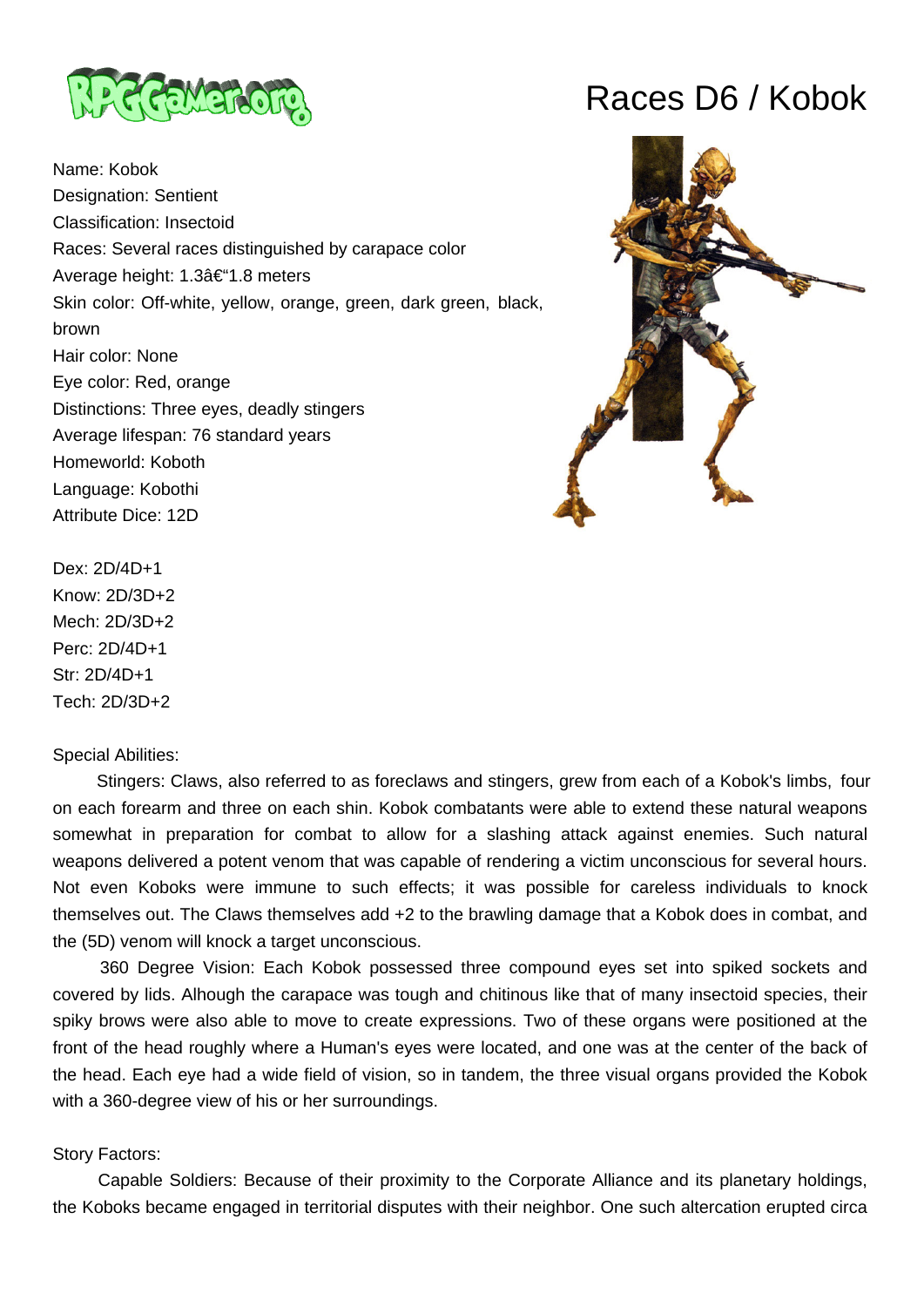# Races D6 / Kobok

Name: Kobok
Designation: Sentient
Classification: Insectoid
Races: Several races distinguished by carapace color
Average height: 1.3â€“1.8 meters
Skin color: Off-white, yellow, orange, green, dark green, black, brown
Hair color: None
Eye color: Red, orange
Distinctions: Three eyes, deadly stingers
Average lifespan: 76 standard years
Homeworld: Koboth
Language: Kobothi
Attribute Dice: 12D

Dex: 2D/4D+1
Know: 2D/3D+2
Mech: 2D/3D+2
Perc: 2D/4D+1
Str: 2D/4D+1
Tech: 2D/3D+2

Special Abilities:

Stingers: Claws, also referred to as foreclaws and stingers, grew from each of a Kobok's limbs, four on each forearm and three on each shin. Kobok combatants were able to extend these natural weapons somewhat in preparation for combat to allow for a slashing attack against enemies. Such natural weapons delivered a potent venom that was capable of rendering a victim unconscious for several hours. Not even Koboks were immune to such effects; it was possible for careless individuals to knock themselves out. The Claws themselves add +2 to the brawling damage that a Kobok does in combat, and the (5D) venom will knock a target unconscious.

360 Degree Vision: Each Kobok possessed three compound eyes set into spiked sockets and covered by lids. Alhough the carapace was tough and chitinous like that of many insectoid species, their spiky brows were also able to move to create expressions. Two of these organs were positioned at the front of the head roughly where a Human's eyes were located, and one was at the center of the back of the head. Each eye had a wide field of vision, so in tandem, the three visual organs provided the Kobok with a 360-degree view of his or her surroundings.

Story Factors:

Capable Soldiers: Because of their proximity to the Corporate Alliance and its planetary holdings, the Koboks became engaged in territorial disputes with their neighbor. One such altercation erupted circa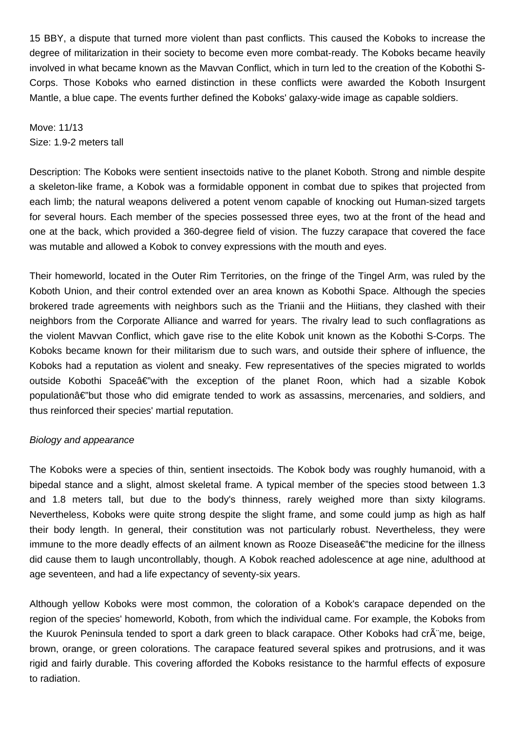15 BBY, a dispute that turned more violent than past conflicts. This caused the Koboks to increase the degree of militarization in their society to become even more combat-ready. The Koboks became heavily involved in what became known as the Mavvan Conflict, which in turn led to the creation of the Kobothi S-Corps. Those Koboks who earned distinction in these conflicts were awarded the Koboth Insurgent Mantle, a blue cape. The events further defined the Koboks' galaxy-wide image as capable soldiers.

Move: 11/13
Size: 1.9-2 meters tall

Description: The Koboks were sentient insectoids native to the planet Koboth. Strong and nimble despite a skeleton-like frame, a Kobok was a formidable opponent in combat due to spikes that projected from each limb; the natural weapons delivered a potent venom capable of knocking out Human-sized targets for several hours. Each member of the species possessed three eyes, two at the front of the head and one at the back, which provided a 360-degree field of vision. The fuzzy carapace that covered the face was mutable and allowed a Kobok to convey expressions with the mouth and eyes.

Their homeworld, located in the Outer Rim Territories, on the fringe of the Tingel Arm, was ruled by the Koboth Union, and their control extended over an area known as Kobothi Space. Although the species brokered trade agreements with neighbors such as the Trianii and the Hiitians, they clashed with their neighbors from the Corporate Alliance and warred for years. The rivalry lead to such conflagrations as the violent Mavvan Conflict, which gave rise to the elite Kobok unit known as the Kobothi S-Corps. The Koboks became known for their militarism due to such wars, and outside their sphere of influence, the Koboks had a reputation as violent and sneaky. Few representatives of the species migrated to worlds outside Kobothi Spaceâ€"with the exception of the planet Roon, which had a sizable Kobok populationâ€"but those who did emigrate tended to work as assassins, mercenaries, and soldiers, and thus reinforced their species' martial reputation.

*Biology and appearance*

The Koboks were a species of thin, sentient insectoids. The Kobok body was roughly humanoid, with a bipedal stance and a slight, almost skeletal frame. A typical member of the species stood between 1.3 and 1.8 meters tall, but due to the body's thinness, rarely weighed more than sixty kilograms. Nevertheless, Koboks were quite strong despite the slight frame, and some could jump as high as half their body length. In general, their constitution was not particularly robust. Nevertheless, they were immune to the more deadly effects of an ailment known as Rooze Diseaseâ€"the medicine for the illness did cause them to laugh uncontrollably, though. A Kobok reached adolescence at age nine, adulthood at age seventeen, and had a life expectancy of seventy-six years.

Although yellow Koboks were most common, the coloration of a Kobok's carapace depended on the region of the species' homeworld, Koboth, from which the individual came. For example, the Koboks from the Kuurok Peninsula tended to sport a dark green to black carapace. Other Koboks had crÃ¨me, beige, brown, orange, or green colorations. The carapace featured several spikes and protrusions, and it was rigid and fairly durable. This covering afforded the Koboks resistance to the harmful effects of exposure to radiation.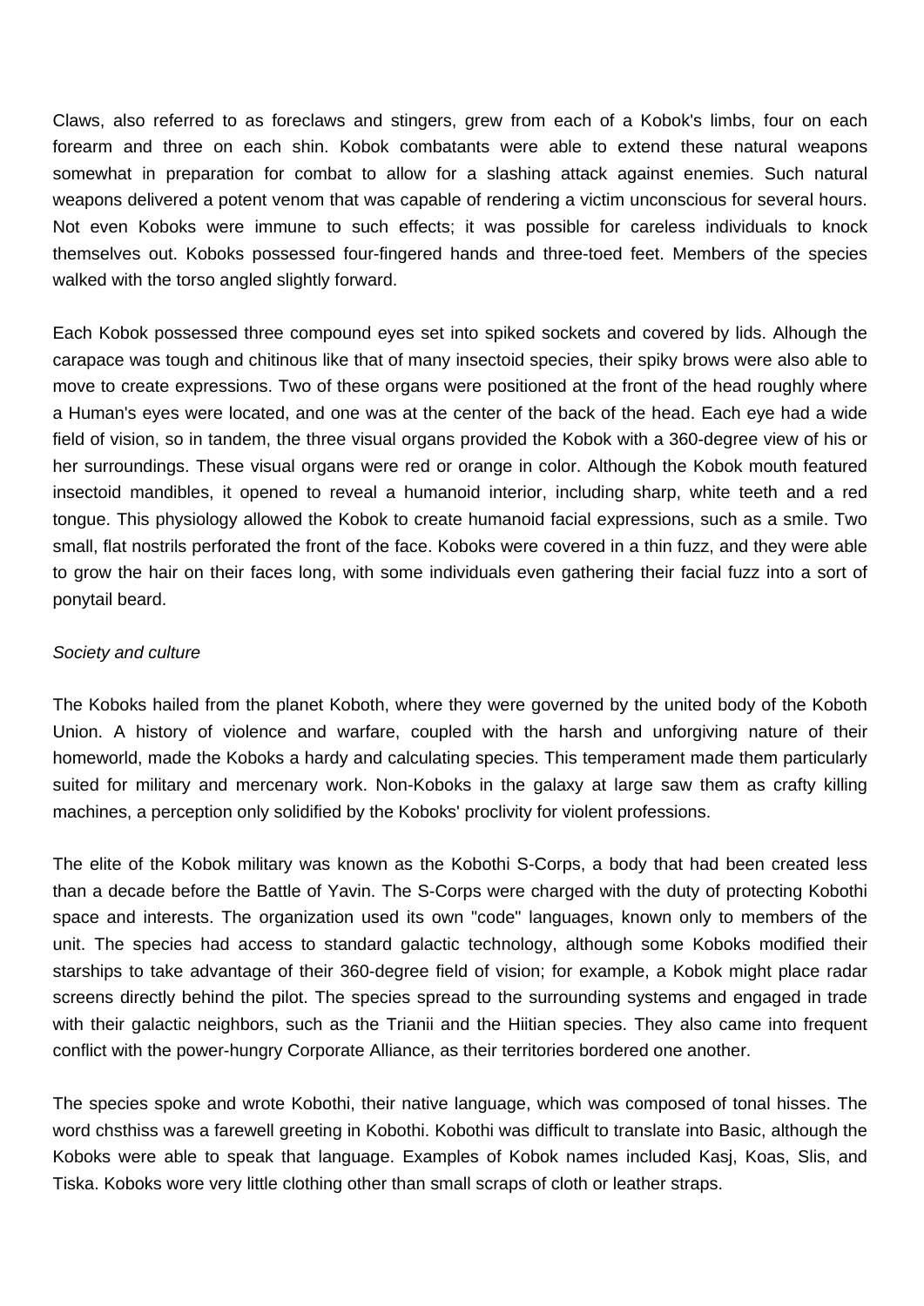Claws, also referred to as foreclaws and stingers, grew from each of a Kobok's limbs, four on each forearm and three on each shin. Kobok combatants were able to extend these natural weapons somewhat in preparation for combat to allow for a slashing attack against enemies. Such natural weapons delivered a potent venom that was capable of rendering a victim unconscious for several hours. Not even Koboks were immune to such effects; it was possible for careless individuals to knock themselves out. Koboks possessed four-fingered hands and three-toed feet. Members of the species walked with the torso angled slightly forward.

Each Kobok possessed three compound eyes set into spiked sockets and covered by lids. Alhough the carapace was tough and chitinous like that of many insectoid species, their spiky brows were also able to move to create expressions. Two of these organs were positioned at the front of the head roughly where a Human's eyes were located, and one was at the center of the back of the head. Each eye had a wide field of vision, so in tandem, the three visual organs provided the Kobok with a 360-degree view of his or her surroundings. These visual organs were red or orange in color. Although the Kobok mouth featured insectoid mandibles, it opened to reveal a humanoid interior, including sharp, white teeth and a red tongue. This physiology allowed the Kobok to create humanoid facial expressions, such as a smile. Two small, flat nostrils perforated the front of the face. Koboks were covered in a thin fuzz, and they were able to grow the hair on their faces long, with some individuals even gathering their facial fuzz into a sort of ponytail beard.

*Society and culture*

The Koboks hailed from the planet Koboth, where they were governed by the united body of the Koboth Union. A history of violence and warfare, coupled with the harsh and unforgiving nature of their homeworld, made the Koboks a hardy and calculating species. This temperament made them particularly suited for military and mercenary work. Non-Koboks in the galaxy at large saw them as crafty killing machines, a perception only solidified by the Koboks' proclivity for violent professions.

The elite of the Kobok military was known as the Kobothi S-Corps, a body that had been created less than a decade before the Battle of Yavin. The S-Corps were charged with the duty of protecting Kobothi space and interests. The organization used its own "code" languages, known only to members of the unit. The species had access to standard galactic technology, although some Koboks modified their starships to take advantage of their 360-degree field of vision; for example, a Kobok might place radar screens directly behind the pilot. The species spread to the surrounding systems and engaged in trade with their galactic neighbors, such as the Trianii and the Hiitian species. They also came into frequent conflict with the power-hungry Corporate Alliance, as their territories bordered one another.

The species spoke and wrote Kobothi, their native language, which was composed of tonal hisses. The word chsthiss was a farewell greeting in Kobothi. Kobothi was difficult to translate into Basic, although the Koboks were able to speak that language. Examples of Kobok names included Kasj, Koas, Slis, and Tiska. Koboks wore very little clothing other than small scraps of cloth or leather straps.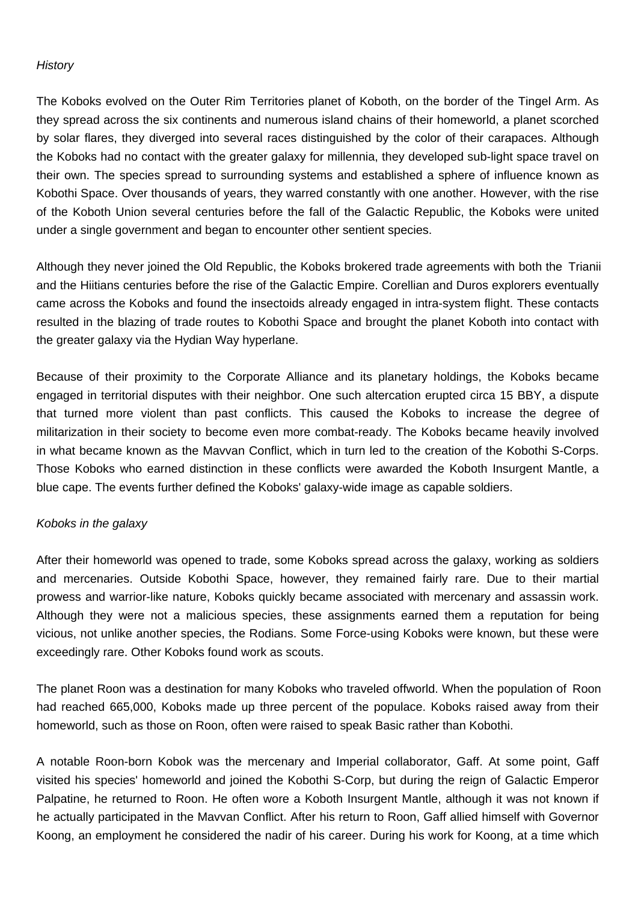*History*

The Koboks evolved on the Outer Rim Territories planet of Koboth, on the border of the Tingel Arm. As they spread across the six continents and numerous island chains of their homeworld, a planet scorched by solar flares, they diverged into several races distinguished by the color of their carapaces. Although the Koboks had no contact with the greater galaxy for millennia, they developed sub-light space travel on their own. The species spread to surrounding systems and established a sphere of influence known as Kobothi Space. Over thousands of years, they warred constantly with one another. However, with the rise of the Koboth Union several centuries before the fall of the Galactic Republic, the Koboks were united under a single government and began to encounter other sentient species.

Although they never joined the Old Republic, the Koboks brokered trade agreements with both the Trianii and the Hiitians centuries before the rise of the Galactic Empire. Corellian and Duros explorers eventually came across the Koboks and found the insectoids already engaged in intra-system flight. These contacts resulted in the blazing of trade routes to Kobothi Space and brought the planet Koboth into contact with the greater galaxy via the Hydian Way hyperlane.

Because of their proximity to the Corporate Alliance and its planetary holdings, the Koboks became engaged in territorial disputes with their neighbor. One such altercation erupted circa 15 BBY, a dispute that turned more violent than past conflicts. This caused the Koboks to increase the degree of militarization in their society to become even more combat-ready. The Koboks became heavily involved in what became known as the Mavvan Conflict, which in turn led to the creation of the Kobothi S-Corps. Those Koboks who earned distinction in these conflicts were awarded the Koboth Insurgent Mantle, a blue cape. The events further defined the Koboks' galaxy-wide image as capable soldiers.

*Koboks in the galaxy*

After their homeworld was opened to trade, some Koboks spread across the galaxy, working as soldiers and mercenaries. Outside Kobothi Space, however, they remained fairly rare. Due to their martial prowess and warrior-like nature, Koboks quickly became associated with mercenary and assassin work. Although they were not a malicious species, these assignments earned them a reputation for being vicious, not unlike another species, the Rodians. Some Force-using Koboks were known, but these were exceedingly rare. Other Koboks found work as scouts.

The planet Roon was a destination for many Koboks who traveled offworld. When the population of Roon had reached 665,000, Koboks made up three percent of the populace. Koboks raised away from their homeworld, such as those on Roon, often were raised to speak Basic rather than Kobothi.

A notable Roon-born Kobok was the mercenary and Imperial collaborator, Gaff. At some point, Gaff visited his species' homeworld and joined the Kobothi S-Corp, but during the reign of Galactic Emperor Palpatine, he returned to Roon. He often wore a Koboth Insurgent Mantle, although it was not known if he actually participated in the Mavvan Conflict. After his return to Roon, Gaff allied himself with Governor Koong, an employment he considered the nadir of his career. During his work for Koong, at a time which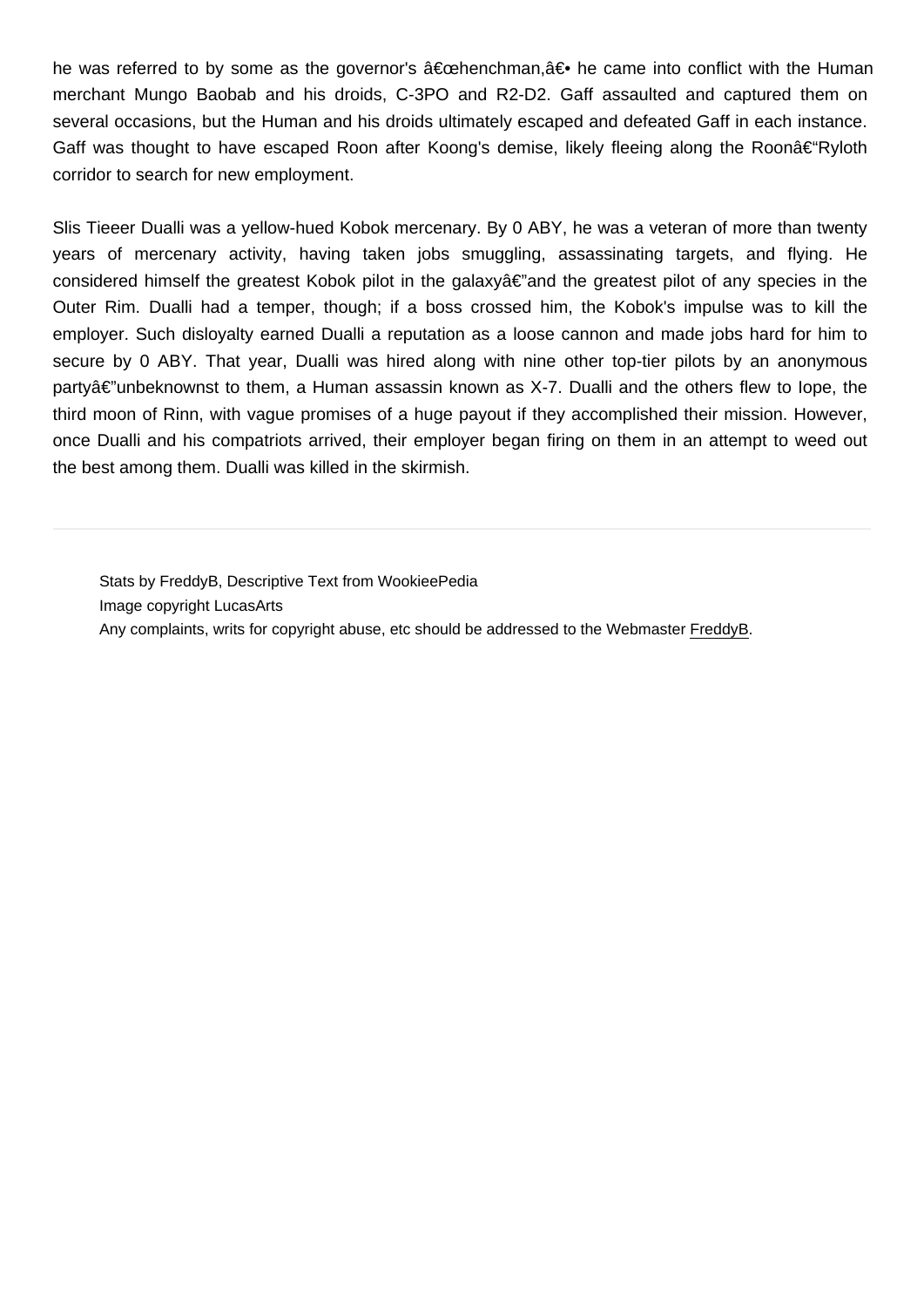he was referred to by some as the governor's â€œhenchman,â€• he came into conflict with the Human merchant Mungo Baobab and his droids, C-3PO and R2-D2. Gaff assaulted and captured them on several occasions, but the Human and his droids ultimately escaped and defeated Gaff in each instance. Gaff was thought to have escaped Roon after Koong's demise, likely fleeing along the Roonâ€“Ryloth corridor to search for new employment.

Slis Tieeer Dualli was a yellow-hued Kobok mercenary. By 0 ABY, he was a veteran of more than twenty years of mercenary activity, having taken jobs smuggling, assassinating targets, and flying. He considered himself the greatest Kobok pilot in the galaxyâ€"and the greatest pilot of any species in the Outer Rim. Dualli had a temper, though; if a boss crossed him, the Kobok's impulse was to kill the employer. Such disloyalty earned Dualli a reputation as a loose cannon and made jobs hard for him to secure by 0 ABY. That year, Dualli was hired along with nine other top-tier pilots by an anonymous partyâ€"unbeknownst to them, a Human assassin known as X-7. Dualli and the others flew to Iope, the third moon of Rinn, with vague promises of a huge payout if they accomplished their mission. However, once Dualli and his compatriots arrived, their employer began firing on them in an attempt to weed out the best among them. Dualli was killed in the skirmish.

---

Stats by FreddyB, Descriptive Text from WookieePedia
Image copyright LucasArts
Any complaints, writs for copyright abuse, etc should be addressed to the Webmaster FreddyB.